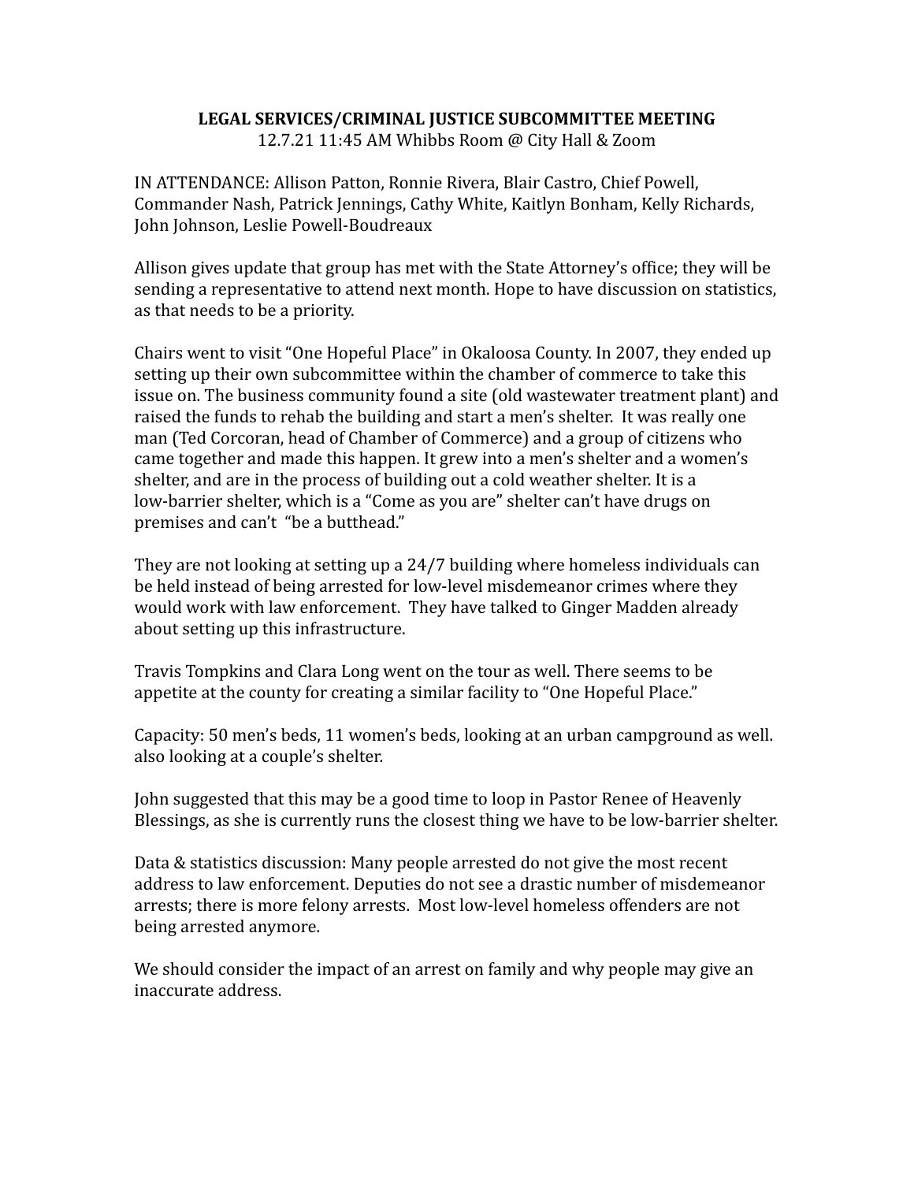## LEGAL SERVICES/CRIMINAL JUSTICE SUBCOMMITTEE MEETING

12.7.21 11:45 AM Whibbs Room @ City Hall & Zoom

IN ATTENDANCE: Allison Patton, Ronnie Rivera, Blair Castro, Chief Powell, Commander Nash, Patrick Jennings, Cathy White, Kaitlyn Bonham, Kelly Richards, John Johnson, Leslie Powell-Boudreaux

Allison gives update that group has met with the State Attorney's office; they will be sending a representative to attend next month. Hope to have discussion on statistics, as that needs to be a priority.

Chairs went to visit "One Hopeful Place" in Okaloosa County. In 2007, they ended up setting up their own subcommittee within the chamber of commerce to take this issue on. The business community found a site (old wastewater treatment plant) and raised the funds to rehab the building and start a men's shelter. It was really one man (Ted Corcoran, head of Chamber of Commerce) and a group of citizens who came together and made this happen. It grew into a men's shelter and a women's shelter, and are in the process of building out a cold weather shelter. It is a low-barrier shelter, which is a "Come as you are" shelter can't have drugs on premises and can't "be a butthead."

They are not looking at setting up a 24/7 building where homeless individuals can be held instead of being arrested for low-level misdemeanor crimes where they would work with law enforcement. They have talked to Ginger Madden already about setting up this infrastructure.

Travis Tompkins and Clara Long went on the tour as well. There seems to be appetite at the county for creating a similar facility to "One Hopeful Place."

Capacity: 50 men's beds, 11 women's beds, looking at an urban campground as well. also looking at a couple's shelter.

John suggested that this may be a good time to loop in Pastor Renee of Heavenly Blessings, as she is currently runs the closest thing we have to be low-barrier shelter.

Data & statistics discussion: Many people arrested do not give the most recent address to law enforcement. Deputies do not see a drastic number of misdemeanor arrests; there is more felony arrests. Most low-level homeless offenders are not being arrested anymore.

We should consider the impact of an arrest on family and why people may give an inaccurate address.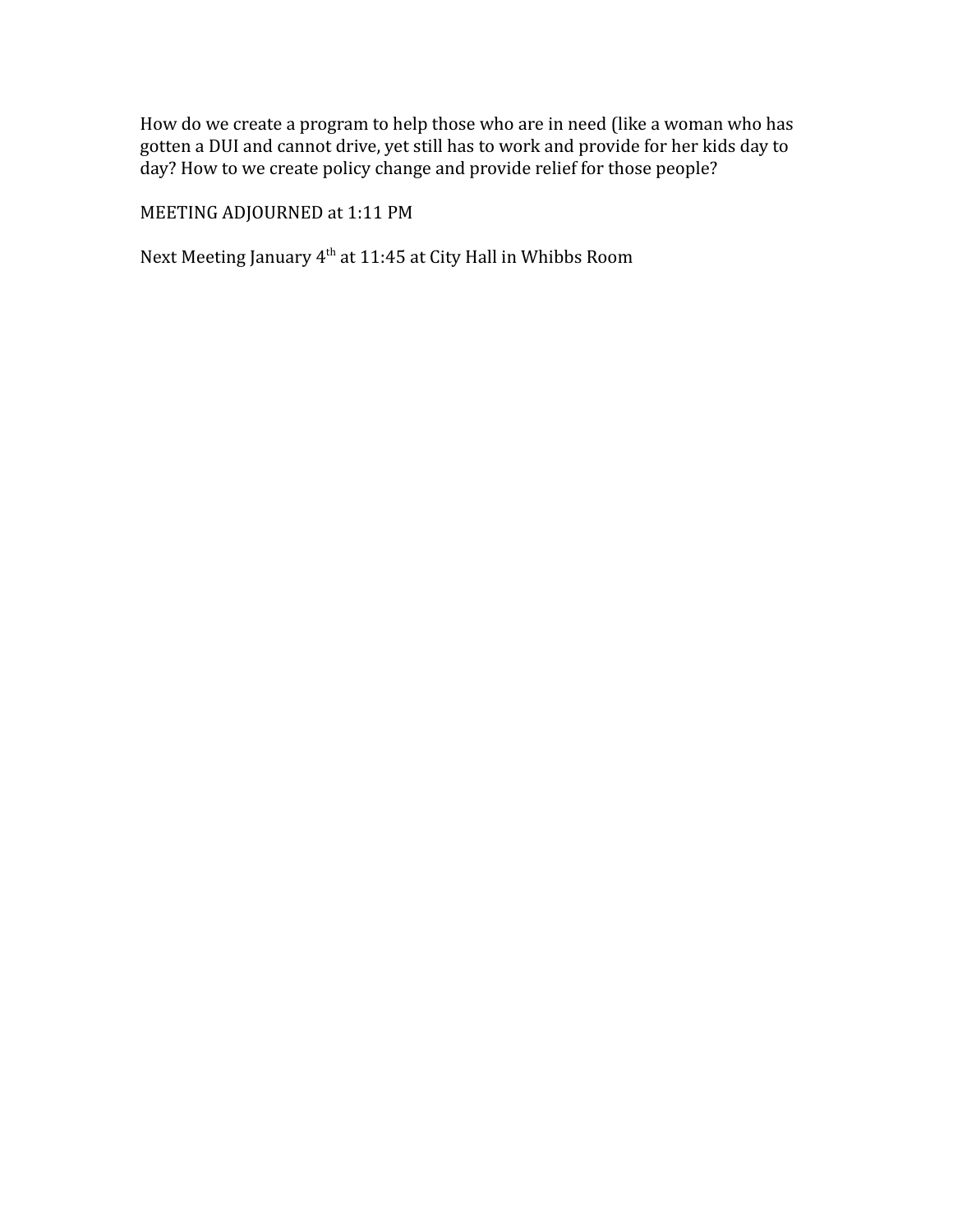How do we create a program to help those who are in need (like a woman who has gotten a DUI and cannot drive, yet still has to work and provide for her kids day to day? How to we create policy change and provide relief for those people?

MEETING ADJOURNED at 1:11 PM

Next Meeting January 4th at 11:45 at City Hall in Whibbs Room